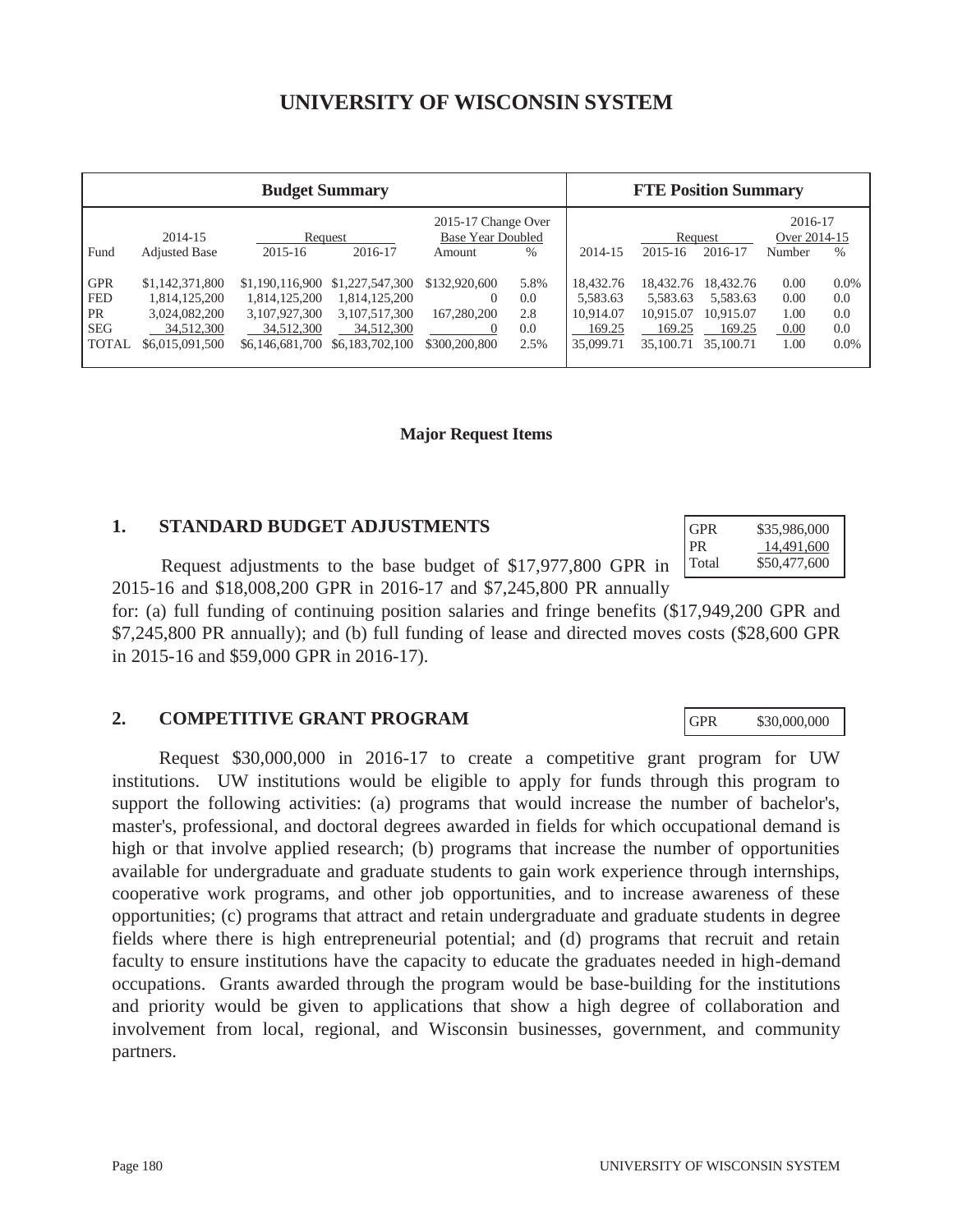# UNIVERSITY OF WISCONSIN SYSTEM

| Budget Summary | | | | | | FTE Position Summary | | | | |
|---|---|---|---|---|---|---|---|---|---|---|
| | 2014-15 | Request | | 2015-17 Change Over Base Year Doubled | | | Request | | 2016-17 Over 2014-15 | |
| Fund | Adjusted Base | 2015-16 | 2016-17 | Amount | % | 2014-15 | 2015-16 | 2016-17 | Number | % |
| GPR | $1,142,371,800 | $1,190,116,900 | $1,227,547,300 | $132,920,600 | 5.8% | 18,432.76 | 18,432.76 | 18,432.76 | 0.00 | 0.0% |
| FED | 1,814,125,200 | 1,814,125,200 | 1,814,125,200 | 0 | 0.0 | 5,583.63 | 5,583.63 | 5,583.63 | 0.00 | 0.0 |
| PR | 3,024,082,200 | 3,107,927,300 | 3,107,517,300 | 167,280,200 | 2.8 | 10,914.07 | 10,915.07 | 10,915.07 | 1.00 | 0.0 |
| SEG | 34,512,300 | 34,512,300 | 34,512,300 | 0 | 0.0 | 169.25 | 169.25 | 169.25 | 0.00 | 0.0 |
| TOTAL | $6,015,091,500 | $6,146,681,700 | $6,183,702,100 | $300,200,800 | 2.5% | 35,099.71 | 35,100.71 | 35,100.71 | 1.00 | 0.0% |

**Major Request Items**

## 1. STANDARD BUDGET ADJUSTMENTS

| | |
|---|---|
| GPR | $35,986,000 |
| PR | 14,491,600 |
| Total | $50,477,600 |

Request adjustments to the base budget of $17,977,800 GPR in 2015-16 and $18,008,200 GPR in 2016-17 and $7,245,800 PR annually for: (a) full funding of continuing position salaries and fringe benefits ($17,949,200 GPR and $7,245,800 PR annually); and (b) full funding of lease and directed moves costs ($28,600 GPR in 2015-16 and $59,000 GPR in 2016-17).

## 2. COMPETITIVE GRANT PROGRAM

| | |
|---|---|
| GPR | $30,000,000 |

Request $30,000,000 in 2016-17 to create a competitive grant program for UW institutions. UW institutions would be eligible to apply for funds through this program to support the following activities: (a) programs that would increase the number of bachelor's, master's, professional, and doctoral degrees awarded in fields for which occupational demand is high or that involve applied research; (b) programs that increase the number of opportunities available for undergraduate and graduate students to gain work experience through internships, cooperative work programs, and other job opportunities, and to increase awareness of these opportunities; (c) programs that attract and retain undergraduate and graduate students in degree fields where there is high entrepreneurial potential; and (d) programs that recruit and retain faculty to ensure institutions have the capacity to educate the graduates needed in high-demand occupations. Grants awarded through the program would be base-building for the institutions and priority would be given to applications that show a high degree of collaboration and involvement from local, regional, and Wisconsin businesses, government, and community partners.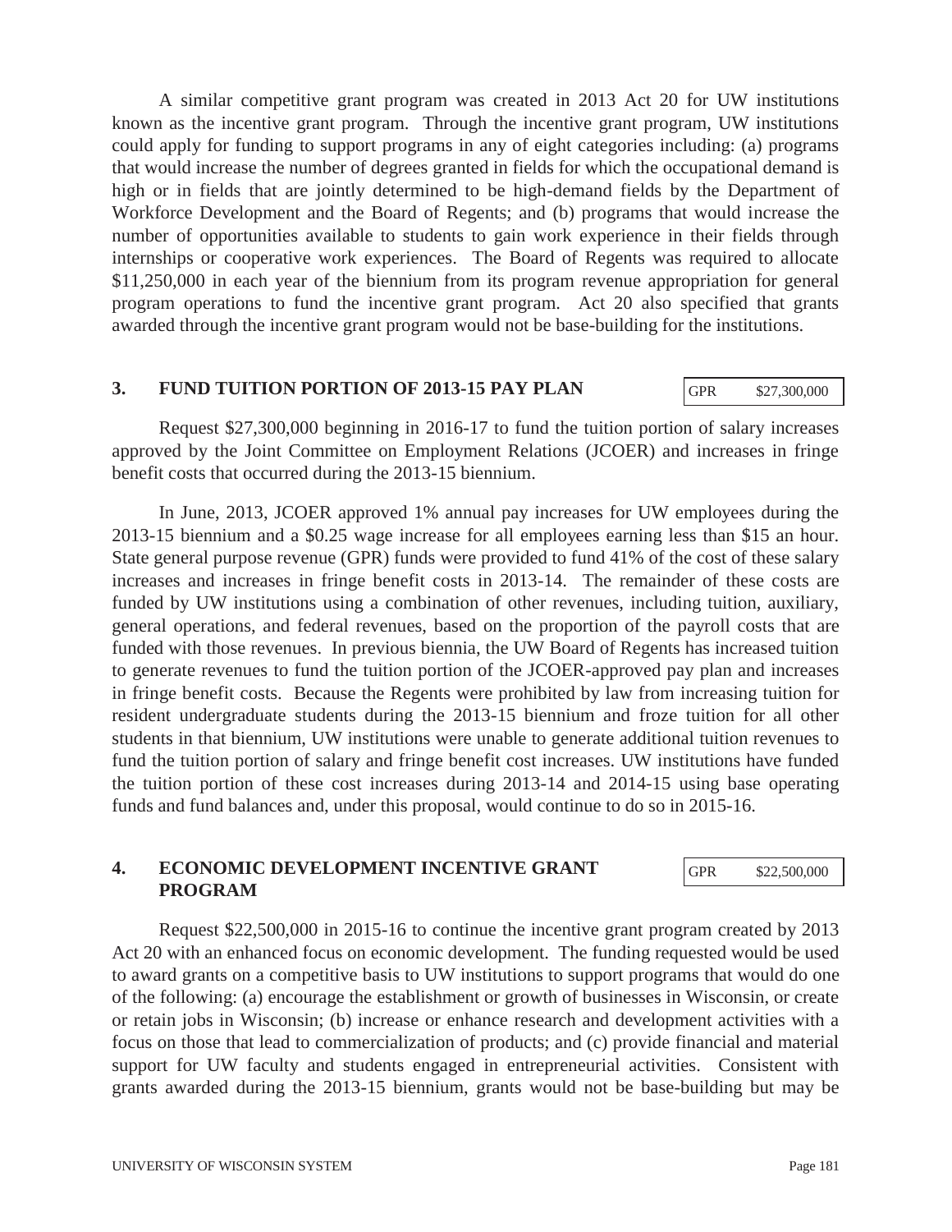A similar competitive grant program was created in 2013 Act 20 for UW institutions known as the incentive grant program. Through the incentive grant program, UW institutions could apply for funding to support programs in any of eight categories including: (a) programs that would increase the number of degrees granted in fields for which the occupational demand is high or in fields that are jointly determined to be high-demand fields by the Department of Workforce Development and the Board of Regents; and (b) programs that would increase the number of opportunities available to students to gain work experience in their fields through internships or cooperative work experiences. The Board of Regents was required to allocate $11,250,000 in each year of the biennium from its program revenue appropriation for general program operations to fund the incentive grant program. Act 20 also specified that grants awarded through the incentive grant program would not be base-building for the institutions.

## 3. FUND TUITION PORTION OF 2013-15 PAY PLAN

| GPR | $27,300,000 |
|---|---|

Request $27,300,000 beginning in 2016-17 to fund the tuition portion of salary increases approved by the Joint Committee on Employment Relations (JCOER) and increases in fringe benefit costs that occurred during the 2013-15 biennium.

In June, 2013, JCOER approved 1% annual pay increases for UW employees during the 2013-15 biennium and a $0.25 wage increase for all employees earning less than $15 an hour. State general purpose revenue (GPR) funds were provided to fund 41% of the cost of these salary increases and increases in fringe benefit costs in 2013-14. The remainder of these costs are funded by UW institutions using a combination of other revenues, including tuition, auxiliary, general operations, and federal revenues, based on the proportion of the payroll costs that are funded with those revenues. In previous biennia, the UW Board of Regents has increased tuition to generate revenues to fund the tuition portion of the JCOER-approved pay plan and increases in fringe benefit costs. Because the Regents were prohibited by law from increasing tuition for resident undergraduate students during the 2013-15 biennium and froze tuition for all other students in that biennium, UW institutions were unable to generate additional tuition revenues to fund the tuition portion of salary and fringe benefit cost increases. UW institutions have funded the tuition portion of these cost increases during 2013-14 and 2014-15 using base operating funds and fund balances and, under this proposal, would continue to do so in 2015-16.

## 4. ECONOMIC DEVELOPMENT INCENTIVE GRANT PROGRAM

| GPR | $22,500,000 |
|---|---|

Request $22,500,000 in 2015-16 to continue the incentive grant program created by 2013 Act 20 with an enhanced focus on economic development. The funding requested would be used to award grants on a competitive basis to UW institutions to support programs that would do one of the following: (a) encourage the establishment or growth of businesses in Wisconsin, or create or retain jobs in Wisconsin; (b) increase or enhance research and development activities with a focus on those that lead to commercialization of products; and (c) provide financial and material support for UW faculty and students engaged in entrepreneurial activities. Consistent with grants awarded during the 2013-15 biennium, grants would not be base-building but may be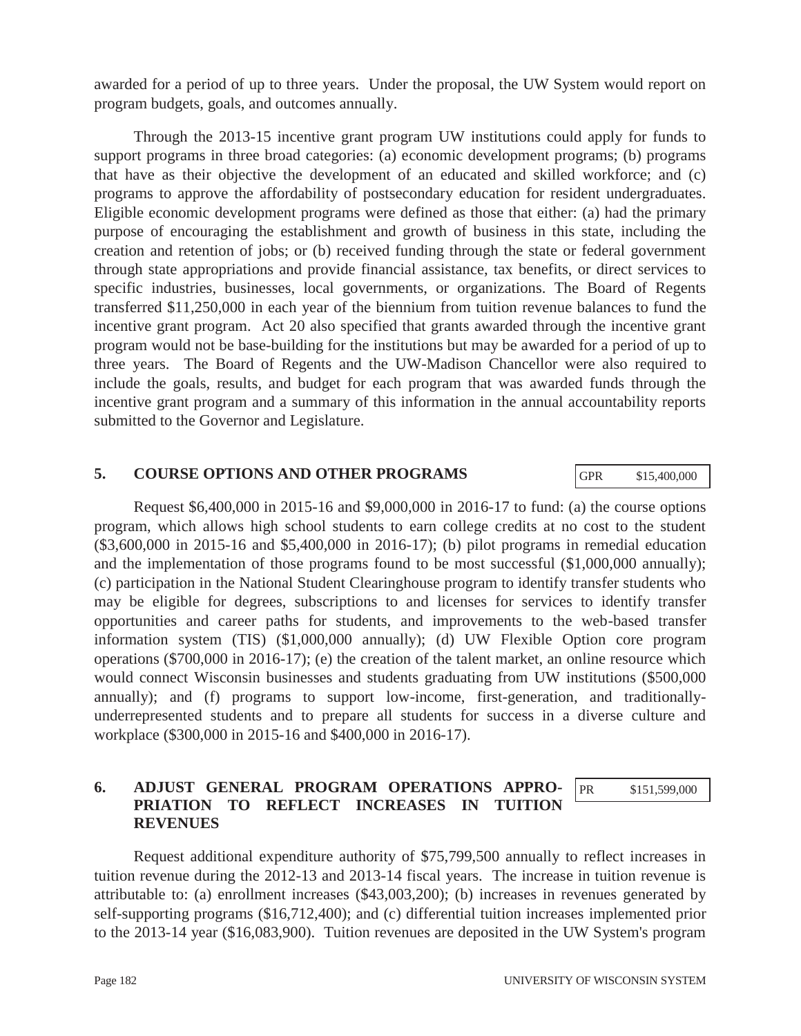awarded for a period of up to three years. Under the proposal, the UW System would report on program budgets, goals, and outcomes annually.

Through the 2013-15 incentive grant program UW institutions could apply for funds to support programs in three broad categories: (a) economic development programs; (b) programs that have as their objective the development of an educated and skilled workforce; and (c) programs to approve the affordability of postsecondary education for resident undergraduates. Eligible economic development programs were defined as those that either: (a) had the primary purpose of encouraging the establishment and growth of business in this state, including the creation and retention of jobs; or (b) received funding through the state or federal government through state appropriations and provide financial assistance, tax benefits, or direct services to specific industries, businesses, local governments, or organizations. The Board of Regents transferred $11,250,000 in each year of the biennium from tuition revenue balances to fund the incentive grant program. Act 20 also specified that grants awarded through the incentive grant program would not be base-building for the institutions but may be awarded for a period of up to three years. The Board of Regents and the UW-Madison Chancellor were also required to include the goals, results, and budget for each program that was awarded funds through the incentive grant program and a summary of this information in the annual accountability reports submitted to the Governor and Legislature.

## 5. COURSE OPTIONS AND OTHER PROGRAMS

| GPR | $15,400,000 |
|---|---|

Request $6,400,000 in 2015-16 and $9,000,000 in 2016-17 to fund: (a) the course options program, which allows high school students to earn college credits at no cost to the student ($3,600,000 in 2015-16 and $5,400,000 in 2016-17); (b) pilot programs in remedial education and the implementation of those programs found to be most successful ($1,000,000 annually); (c) participation in the National Student Clearinghouse program to identify transfer students who may be eligible for degrees, subscriptions to and licenses for services to identify transfer opportunities and career paths for students, and improvements to the web-based transfer information system (TIS) ($1,000,000 annually); (d) UW Flexible Option core program operations ($700,000 in 2016-17); (e) the creation of the talent market, an online resource which would connect Wisconsin businesses and students graduating from UW institutions ($500,000 annually); and (f) programs to support low-income, first-generation, and traditionally-underrepresented students and to prepare all students for success in a diverse culture and workplace ($300,000 in 2015-16 and $400,000 in 2016-17).

## 6. ADJUST GENERAL PROGRAM OPERATIONS APPROPRIATION TO REFLECT INCREASES IN TUITION REVENUES

| PR | $151,599,000 |
|---|---|

Request additional expenditure authority of $75,799,500 annually to reflect increases in tuition revenue during the 2012-13 and 2013-14 fiscal years. The increase in tuition revenue is attributable to: (a) enrollment increases ($43,003,200); (b) increases in revenues generated by self-supporting programs ($16,712,400); and (c) differential tuition increases implemented prior to the 2013-14 year ($16,083,900). Tuition revenues are deposited in the UW System's program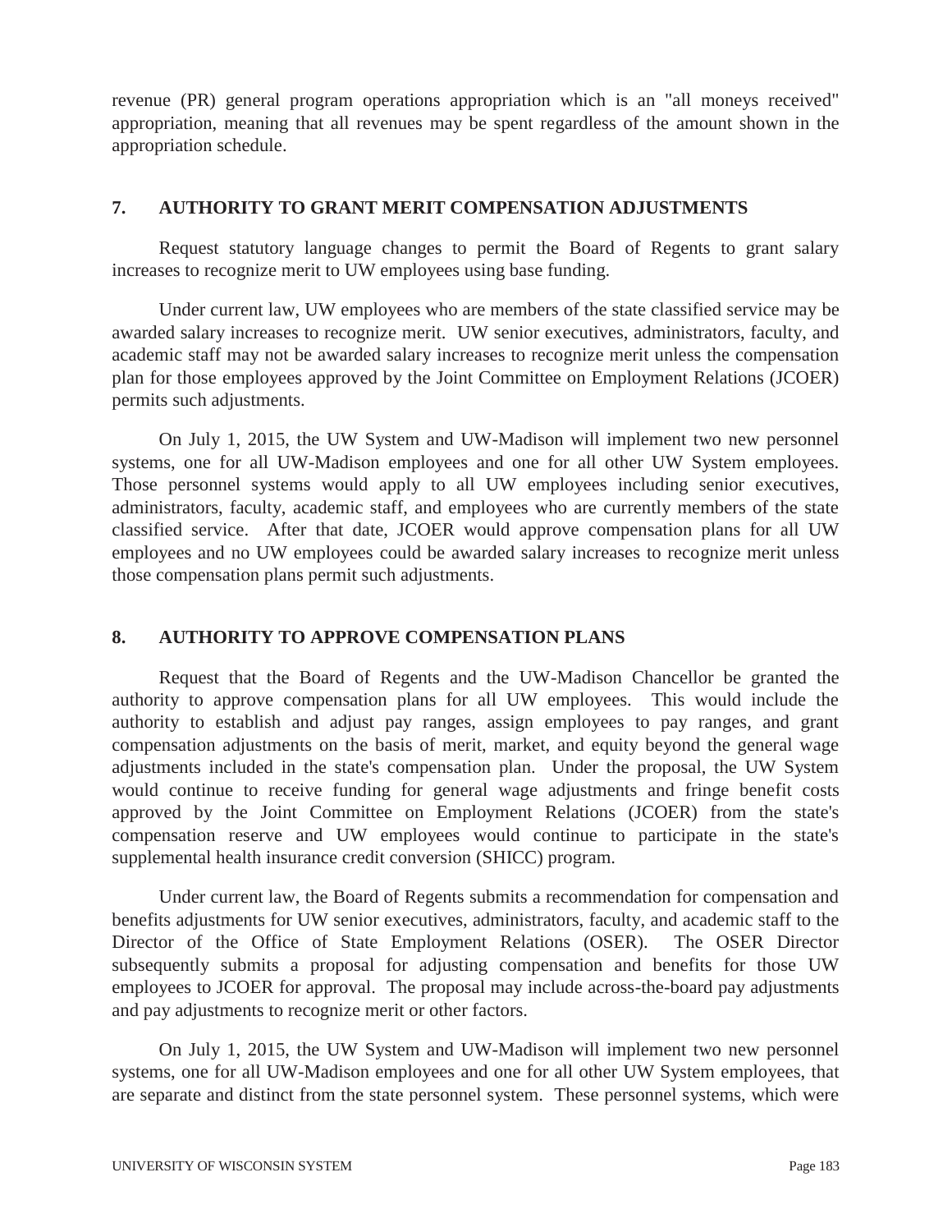revenue (PR) general program operations appropriation which is an "all moneys received" appropriation, meaning that all revenues may be spent regardless of the amount shown in the appropriation schedule.

## 7. AUTHORITY TO GRANT MERIT COMPENSATION ADJUSTMENTS

Request statutory language changes to permit the Board of Regents to grant salary increases to recognize merit to UW employees using base funding.

Under current law, UW employees who are members of the state classified service may be awarded salary increases to recognize merit. UW senior executives, administrators, faculty, and academic staff may not be awarded salary increases to recognize merit unless the compensation plan for those employees approved by the Joint Committee on Employment Relations (JCOER) permits such adjustments.

On July 1, 2015, the UW System and UW-Madison will implement two new personnel systems, one for all UW-Madison employees and one for all other UW System employees. Those personnel systems would apply to all UW employees including senior executives, administrators, faculty, academic staff, and employees who are currently members of the state classified service. After that date, JCOER would approve compensation plans for all UW employees and no UW employees could be awarded salary increases to recognize merit unless those compensation plans permit such adjustments.

## 8. AUTHORITY TO APPROVE COMPENSATION PLANS

Request that the Board of Regents and the UW-Madison Chancellor be granted the authority to approve compensation plans for all UW employees. This would include the authority to establish and adjust pay ranges, assign employees to pay ranges, and grant compensation adjustments on the basis of merit, market, and equity beyond the general wage adjustments included in the state's compensation plan. Under the proposal, the UW System would continue to receive funding for general wage adjustments and fringe benefit costs approved by the Joint Committee on Employment Relations (JCOER) from the state's compensation reserve and UW employees would continue to participate in the state's supplemental health insurance credit conversion (SHICC) program.

Under current law, the Board of Regents submits a recommendation for compensation and benefits adjustments for UW senior executives, administrators, faculty, and academic staff to the Director of the Office of State Employment Relations (OSER). The OSER Director subsequently submits a proposal for adjusting compensation and benefits for those UW employees to JCOER for approval. The proposal may include across-the-board pay adjustments and pay adjustments to recognize merit or other factors.

On July 1, 2015, the UW System and UW-Madison will implement two new personnel systems, one for all UW-Madison employees and one for all other UW System employees, that are separate and distinct from the state personnel system. These personnel systems, which were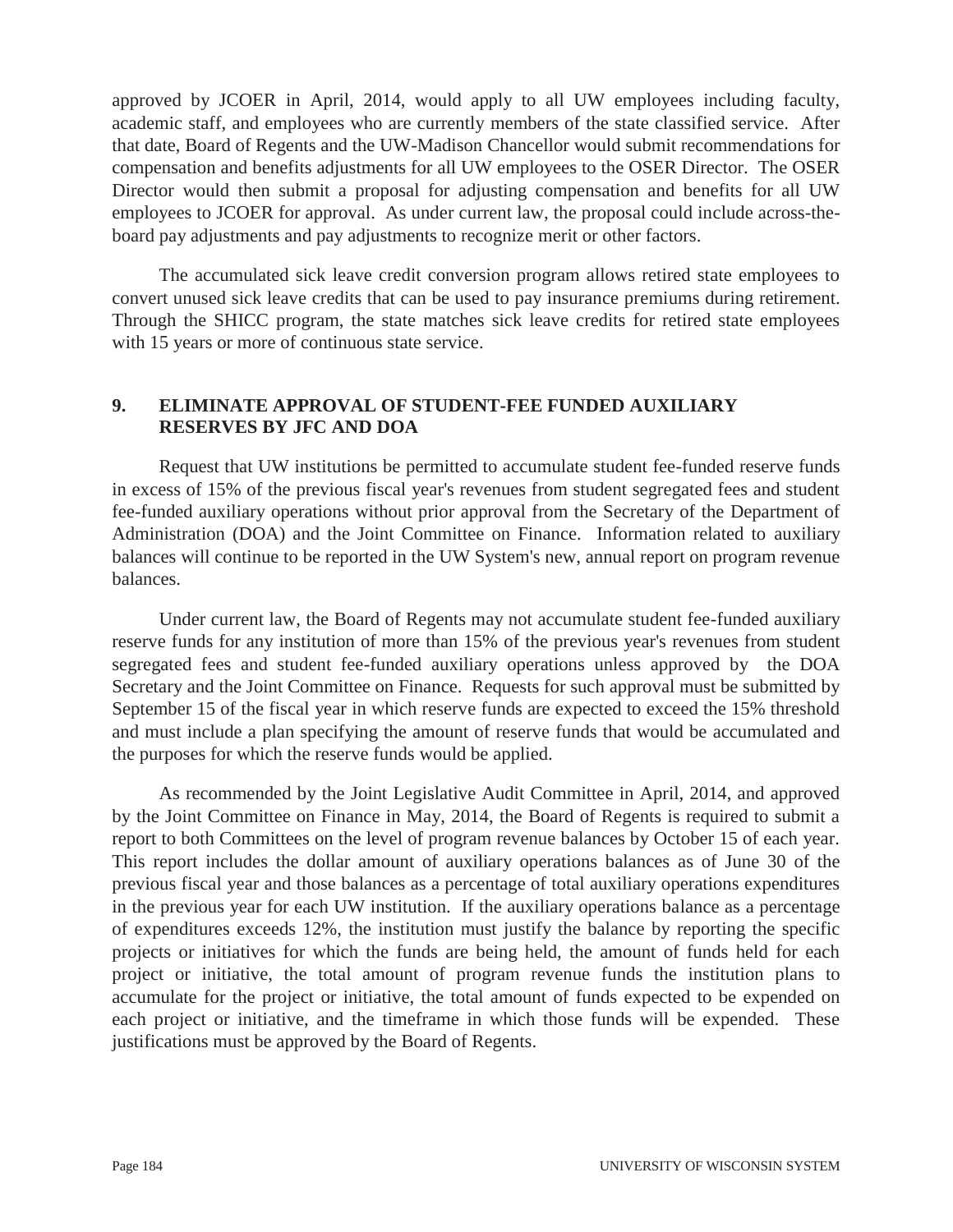approved by JCOER in April, 2014, would apply to all UW employees including faculty, academic staff, and employees who are currently members of the state classified service. After that date, Board of Regents and the UW-Madison Chancellor would submit recommendations for compensation and benefits adjustments for all UW employees to the OSER Director. The OSER Director would then submit a proposal for adjusting compensation and benefits for all UW employees to JCOER for approval. As under current law, the proposal could include across-the-board pay adjustments and pay adjustments to recognize merit or other factors.

The accumulated sick leave credit conversion program allows retired state employees to convert unused sick leave credits that can be used to pay insurance premiums during retirement. Through the SHICC program, the state matches sick leave credits for retired state employees with 15 years or more of continuous state service.

## 9. ELIMINATE APPROVAL OF STUDENT-FEE FUNDED AUXILIARY RESERVES BY JFC AND DOA

Request that UW institutions be permitted to accumulate student fee-funded reserve funds in excess of 15% of the previous fiscal year's revenues from student segregated fees and student fee-funded auxiliary operations without prior approval from the Secretary of the Department of Administration (DOA) and the Joint Committee on Finance. Information related to auxiliary balances will continue to be reported in the UW System's new, annual report on program revenue balances.

Under current law, the Board of Regents may not accumulate student fee-funded auxiliary reserve funds for any institution of more than 15% of the previous year's revenues from student segregated fees and student fee-funded auxiliary operations unless approved by the DOA Secretary and the Joint Committee on Finance. Requests for such approval must be submitted by September 15 of the fiscal year in which reserve funds are expected to exceed the 15% threshold and must include a plan specifying the amount of reserve funds that would be accumulated and the purposes for which the reserve funds would be applied.

As recommended by the Joint Legislative Audit Committee in April, 2014, and approved by the Joint Committee on Finance in May, 2014, the Board of Regents is required to submit a report to both Committees on the level of program revenue balances by October 15 of each year. This report includes the dollar amount of auxiliary operations balances as of June 30 of the previous fiscal year and those balances as a percentage of total auxiliary operations expenditures in the previous year for each UW institution. If the auxiliary operations balance as a percentage of expenditures exceeds 12%, the institution must justify the balance by reporting the specific projects or initiatives for which the funds are being held, the amount of funds held for each project or initiative, the total amount of program revenue funds the institution plans to accumulate for the project or initiative, the total amount of funds expected to be expended on each project or initiative, and the timeframe in which those funds will be expended. These justifications must be approved by the Board of Regents.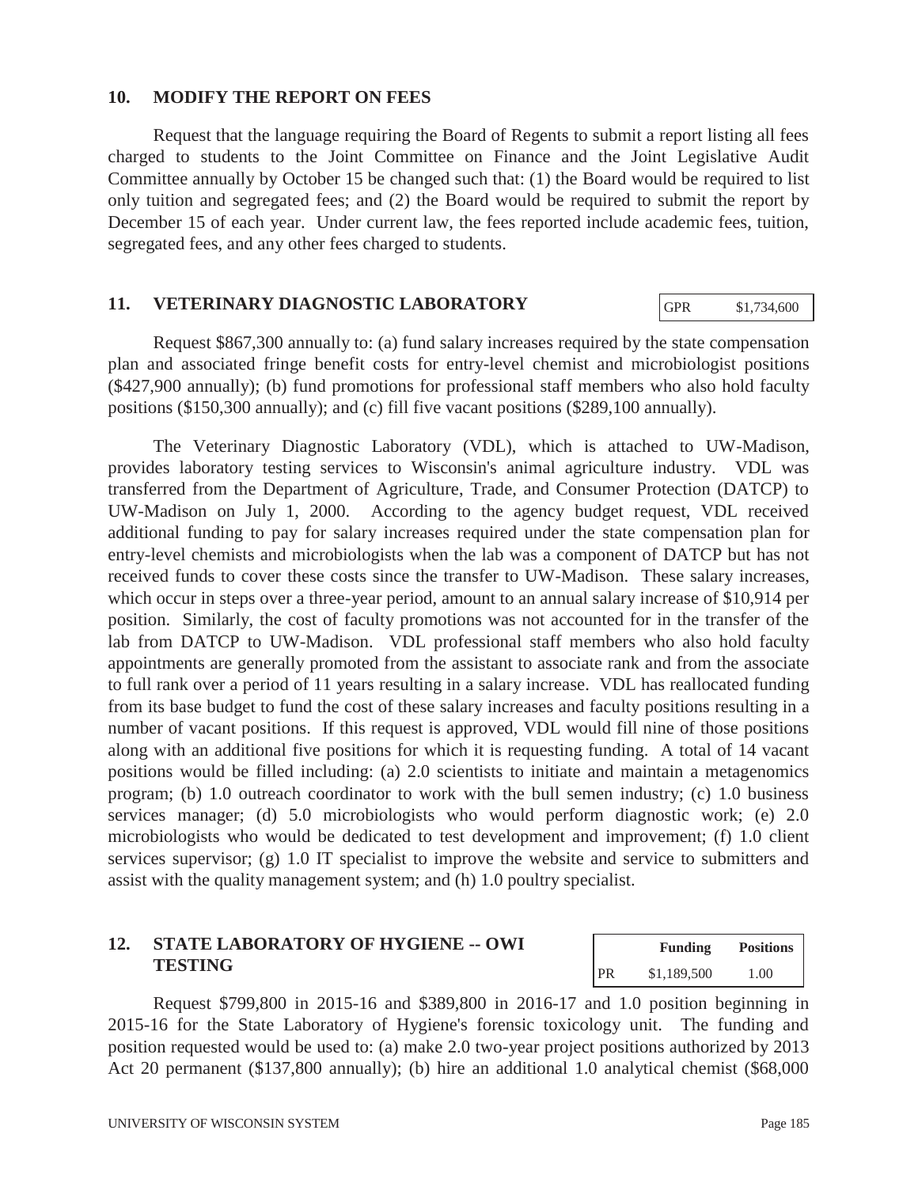## 10. MODIFY THE REPORT ON FEES

Request that the language requiring the Board of Regents to submit a report listing all fees charged to students to the Joint Committee on Finance and the Joint Legislative Audit Committee annually by October 15 be changed such that: (1) the Board would be required to list only tuition and segregated fees; and (2) the Board would be required to submit the report by December 15 of each year. Under current law, the fees reported include academic fees, tuition, segregated fees, and any other fees charged to students.

## 11. VETERINARY DIAGNOSTIC LABORATORY

| GPR | $1,734,600 |
|---|---|

Request $867,300 annually to: (a) fund salary increases required by the state compensation plan and associated fringe benefit costs for entry-level chemist and microbiologist positions ($427,900 annually); (b) fund promotions for professional staff members who also hold faculty positions ($150,300 annually); and (c) fill five vacant positions ($289,100 annually).

The Veterinary Diagnostic Laboratory (VDL), which is attached to UW-Madison, provides laboratory testing services to Wisconsin's animal agriculture industry. VDL was transferred from the Department of Agriculture, Trade, and Consumer Protection (DATCP) to UW-Madison on July 1, 2000. According to the agency budget request, VDL received additional funding to pay for salary increases required under the state compensation plan for entry-level chemists and microbiologists when the lab was a component of DATCP but has not received funds to cover these costs since the transfer to UW-Madison. These salary increases, which occur in steps over a three-year period, amount to an annual salary increase of $10,914 per position. Similarly, the cost of faculty promotions was not accounted for in the transfer of the lab from DATCP to UW-Madison. VDL professional staff members who also hold faculty appointments are generally promoted from the assistant to associate rank and from the associate to full rank over a period of 11 years resulting in a salary increase. VDL has reallocated funding from its base budget to fund the cost of these salary increases and faculty positions resulting in a number of vacant positions. If this request is approved, VDL would fill nine of those positions along with an additional five positions for which it is requesting funding. A total of 14 vacant positions would be filled including: (a) 2.0 scientists to initiate and maintain a metagenomics program; (b) 1.0 outreach coordinator to work with the bull semen industry; (c) 1.0 business services manager; (d) 5.0 microbiologists who would perform diagnostic work; (e) 2.0 microbiologists who would be dedicated to test development and improvement; (f) 1.0 client services supervisor; (g) 1.0 IT specialist to improve the website and service to submitters and assist with the quality management system; and (h) 1.0 poultry specialist.

## 12. STATE LABORATORY OF HYGIENE -- OWI TESTING

| | Funding | Positions |
|---|---|---|
| PR | $1,189,500 | 1.00 |

Request $799,800 in 2015-16 and $389,800 in 2016-17 and 1.0 position beginning in 2015-16 for the State Laboratory of Hygiene's forensic toxicology unit. The funding and position requested would be used to: (a) make 2.0 two-year project positions authorized by 2013 Act 20 permanent ($137,800 annually); (b) hire an additional 1.0 analytical chemist ($68,000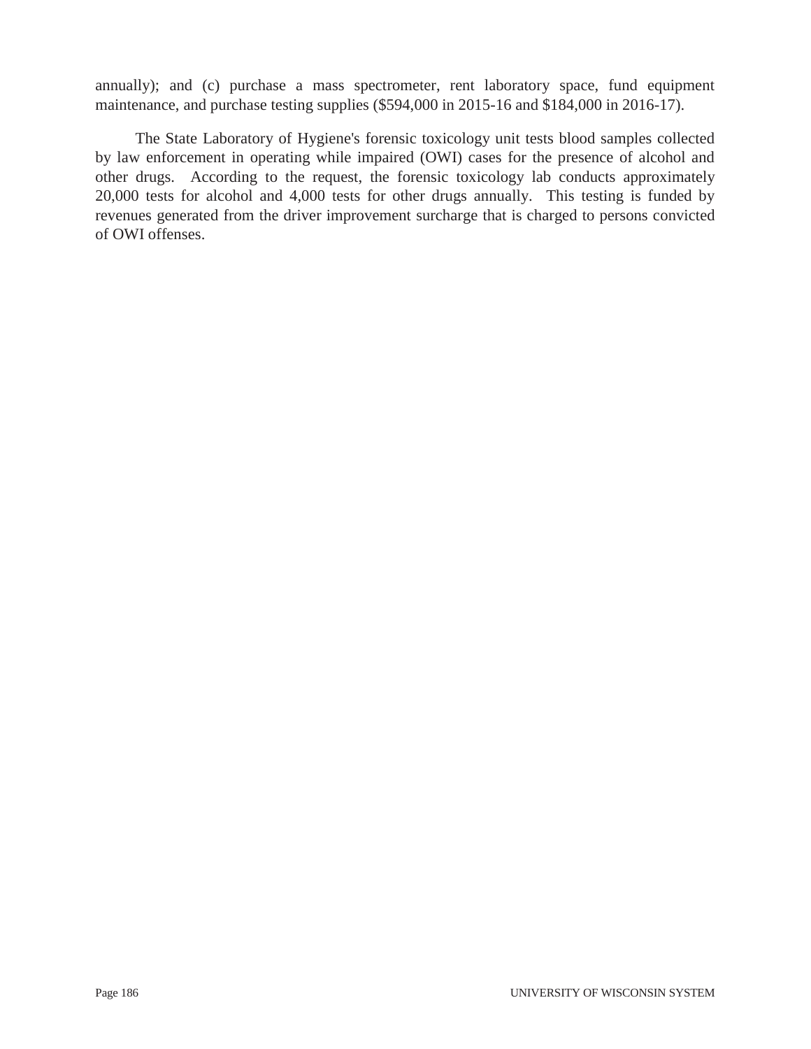annually); and (c) purchase a mass spectrometer, rent laboratory space, fund equipment maintenance, and purchase testing supplies ($594,000 in 2015-16 and $184,000 in 2016-17).

The State Laboratory of Hygiene's forensic toxicology unit tests blood samples collected by law enforcement in operating while impaired (OWI) cases for the presence of alcohol and other drugs. According to the request, the forensic toxicology lab conducts approximately 20,000 tests for alcohol and 4,000 tests for other drugs annually. This testing is funded by revenues generated from the driver improvement surcharge that is charged to persons convicted of OWI offenses.